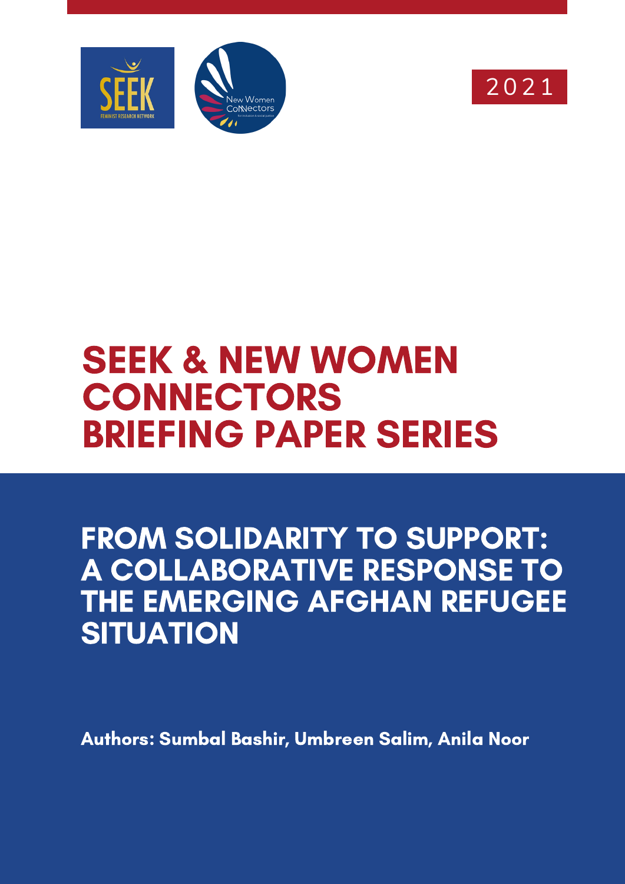2021

# SEEK & NEW WOMEN CONNECTORS BRIEFING PAPER SERIES

## FROM SOLIDARITY TO SUPPORT: A COLLABORATIVE RESPONSE TO THE EMERGING AFGHAN REFUGEE SITUATION

**Authors: Sumbal Bashir, Umbreen Salim, Anila Noor**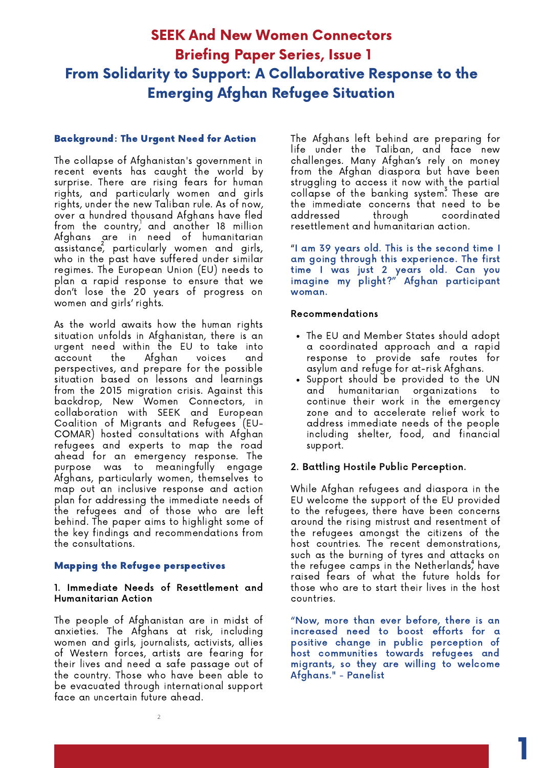# SEEK And New Women Connectors
# Briefing Paper Series, Issue 1
# From Solidarity to Support: A Collaborative Response to the Emerging Afghan Refugee Situation

## Background: The Urgent Need for Action

The collapse of Afghanistan's government in recent events has caught the world by surprise. There are rising fears for human rights, and particularly women and girls rights, under the new Taliban rule. As of now, over a hundred thousand Afghans have fled from the country,[1] and another 18 million Afghans are in need of humanitarian assistance,[2] particularly women and girls, who in the past have suffered under similar regimes. The European Union (EU) needs to plan a rapid response to ensure that we don't lose the 20 years of progress on women and girls' rights.

As the world awaits how the human rights situation unfolds in Afghanistan, there is an urgent need within the EU to take into account the Afghan voices and perspectives, and prepare for the possible situation based on lessons and learnings from the 2015 migration crisis. Against this backdrop, New Women Connectors, in collaboration with SEEK and European Coalition of Migrants and Refugees (EU-COMAR) hosted consultations with Afghan refugees and experts to map the road ahead for an emergency response. The purpose was to meaningfully engage Afghans, particularly women, themselves to map out an inclusive response and action plan for addressing the immediate needs of the refugees and of those who are left behind. The paper aims to highlight some of the key findings and recommendations from the consultations.

## Mapping the Refugee perspectives

### 1. Immediate Needs of Resettlement and Humanitarian Action

The people of Afghanistan are in midst of anxieties. The Afghans at risk, including women and girls, journalists, activists, allies of Western forces, artists are fearing for their lives and need a safe passage out of the country. Those who have been able to be evacuated through international support face an uncertain future ahead.

The Afghans left behind are preparing for life under the Taliban, and face new challenges. Many Afghan's rely on money from the Afghan diaspora but have been struggling to access it now with the partial collapse of the banking system.[3] These are the immediate concerns that need to be addressed through coordinated resettlement and humanitarian action.

"I am 39 years old. This is the second time I am going through this experience. The first time I was just 2 years old. Can you imagine my plight?" Afghan participant woman.

**Recommendations**

- The EU and Member States should adopt a coordinated approach and a rapid response to provide safe routes for asylum and refuge for at-risk Afghans.
- Support should be provided to the UN and humanitarian organizations to continue their work in the emergency zone and to accelerate relief work to address immediate needs of the people including shelter, food, and financial support.

### 2. Battling Hostile Public Perception.

While Afghan refugees and diaspora in the EU welcome the support of the EU provided to the refugees, there have been concerns around the rising mistrust and resentment of the refugees amongst the citizens of the host countries. The recent demonstrations, such as the burning of tyres and attacks on the refugee camps in the Netherlands,[4] have raised fears of what the future holds for those who are to start their lives in the host countries.

"Now, more than ever before, there is an increased need to boost efforts for a positive change in public perception of host communities towards refugees and migrants, so they are willing to welcome Afghans." - Panelist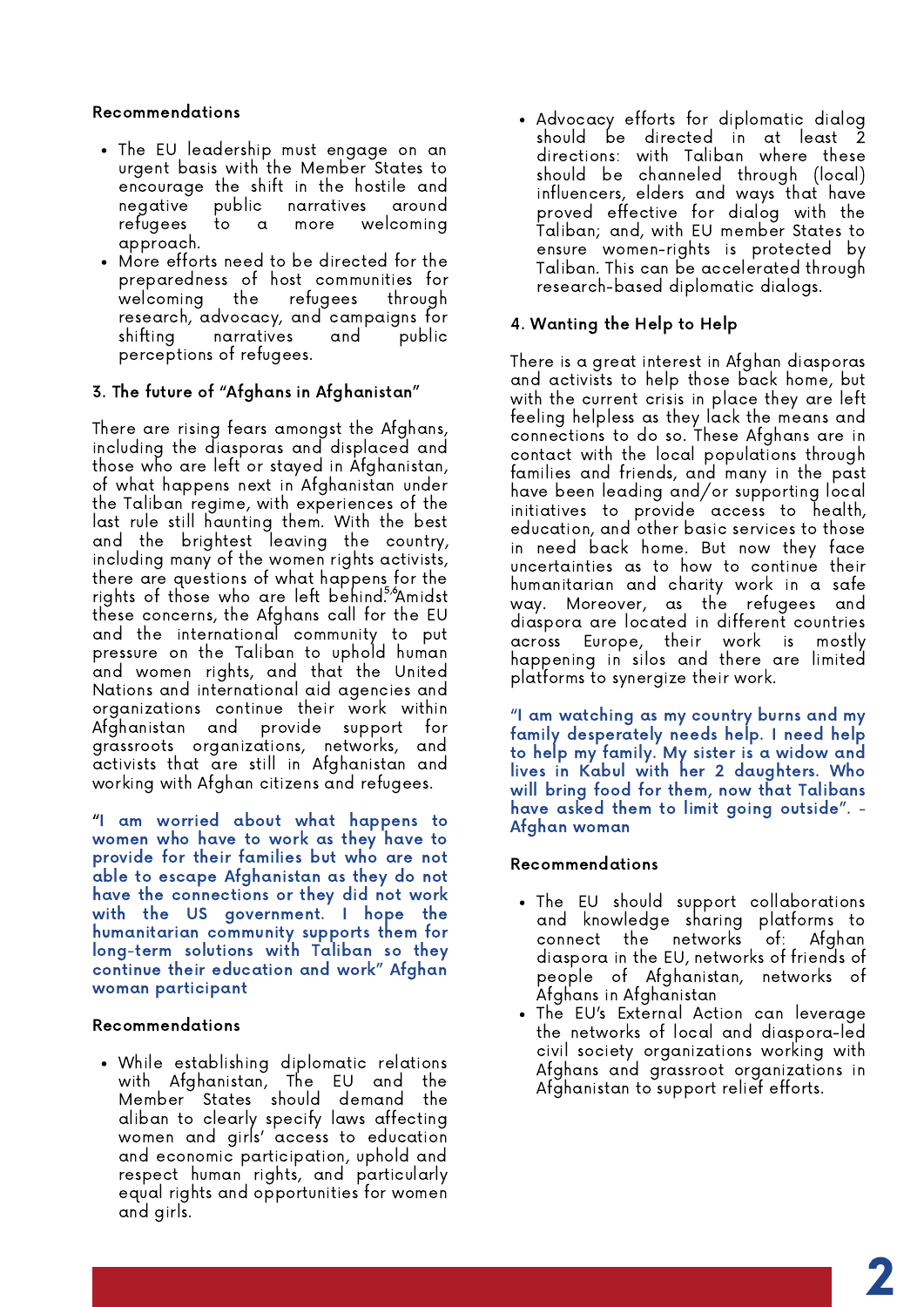**Recommendations**

- The EU leadership must engage on an urgent basis with the Member States to encourage the shift in the hostile and negative public narratives around refugees to a more welcoming approach.
- More efforts need to be directed for the preparedness of host communities for welcoming the refugees through research, advocacy, and campaigns for shifting narratives and public perceptions of refugees.

### 3. The future of "Afghans in Afghanistan"

There are rising fears amongst the Afghans, including the diasporas and displaced and those who are left or stayed in Afghanistan, of what happens next in Afghanistan under the Taliban regime, with experiences of the last rule still haunting them. With the best and the brightest leaving the country, including many of the women rights activists, there are questions of what happens for the rights of those who are left behind.[5,6] Amidst these concerns, the Afghans call for the EU and the international community to put pressure on the Taliban to uphold human and women rights, and that the United Nations and international aid agencies and organizations continue their work within Afghanistan and provide support for grassroots organizations, networks, and activists that are still in Afghanistan and working with Afghan citizens and refugees.

**"I am worried about what happens to women who have to work as they have to provide for their families but who are not able to escape Afghanistan as they do not have the connections or they did not work with the US government. I hope the humanitarian community supports them for long-term solutions with Taliban so they continue their education and work" Afghan woman participant**

**Recommendations**

- While establishing diplomatic relations with Afghanistan, The EU and are the Member States should demand the aliban to clearly specify laws affecting women and girls' access to education and economic participation, uphold and respect human rights, and particularly equal rights and opportunities for women and girls.
- Advocacy efforts for diplomatic dialog should be directed in at least 2 directions: with Taliban where these should be channeled through (local) influencers, elders and ways that have proved effective for dialog with the Taliban; and, with EU member States to ensure women-rights is protected by Taliban. This can be accelerated through research-based diplomatic dialogs.

### 4. Wanting the Help to Help

There is a great interest in Afghan diasporas and activists to help those back home, but with the current crisis in place they are left feeling helpless as they lack the means and connections to do so. These Afghans are in contact with the local populations through families and friends, and many in the past have been leading and/or supporting local initiatives to provide access to health, education, and other basic services to those in need back home. But now they face uncertainties as to how to continue their humanitarian and charity work in a safe way. Moreover, as the refugees and diaspora are located in different countries across Europe, their work is mostly happening in silos and there are limited platforms to synergize their work.

**"I am watching as my country burns and my family desperately needs help. I need help to help my family. My sister is a widow and lives in Kabul with her 2 daughters. Who will bring food for them, now that Talibans have asked them to limit going outside". - Afghan woman**

**Recommendations**

- The EU should support collaborations and knowledge sharing platforms to connect the networks of: Afghan diaspora in the EU, networks of friends of people of Afghanistan, networks of Afghans in Afghanistan
- The EU's External Action can leverage the networks of local and diaspora-led civil society organizations working with Afghans and grassroot organizations in Afghanistan to support relief efforts.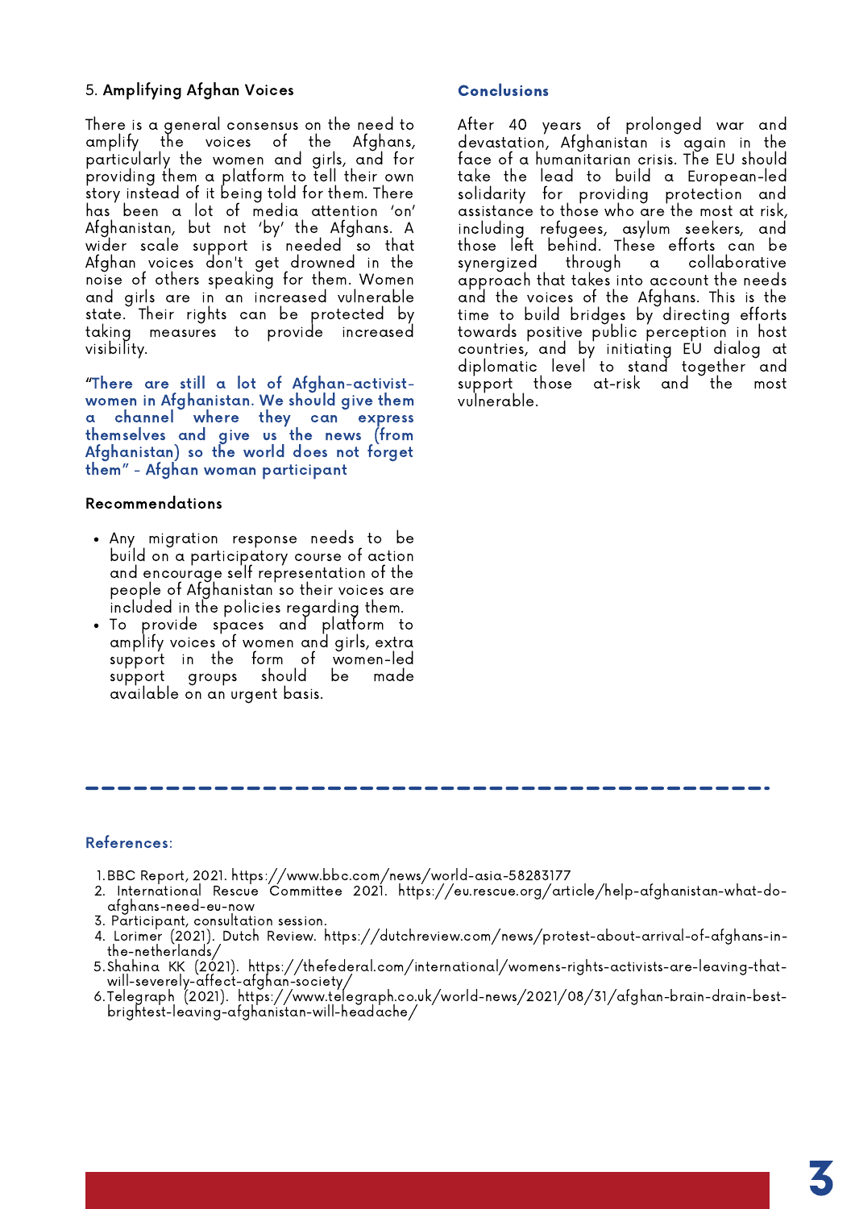### 5. Amplifying Afghan Voices

There is a general consensus on the need to amplify the voices of the Afghans, particularly the women and girls, and for providing them a platform to tell their own story instead of it being told for them. There has been a lot of media attention 'on' Afghanistan, but not 'by' the Afghans. A wider scale support is needed so that Afghan voices don't get drowned in the noise of others speaking for them. Women and girls are in an increased vulnerable state. Their rights can be protected by taking measures to provide increased visibility.

"There are still a lot of Afghan-activist-women in Afghanistan. We should give them a channel where they can express themselves and give us the news (from Afghanistan) so the world does not forget them" - Afghan woman participant

**Recommendations**

- Any migration response needs to be build on a participatory course of action and encourage self representation of the people of Afghanistan so their voices are included in the policies regarding them.
- To provide spaces and platform to amplify voices of women and girls, extra support in the form of women-led support groups should be made available on an urgent basis.

## Conclusions

After 40 years of prolonged war and devastation, Afghanistan is again in the face of a humanitarian crisis. The EU should take the lead to build a European-led solidarity for providing protection and assistance to those who are the most at risk, including refugees, asylum seekers, and those left behind. These efforts can be synergized through a collaborative approach that takes into account the needs and the voices of the Afghans. This is the time to build bridges by directing efforts towards positive public perception in host countries, and by initiating EU dialog at diplomatic level to stand together and support those at-risk and the most vulnerable.

## References:

1. BBC Report, 2021. https://www.bbc.com/news/world-asia-58283177
2. International Rescue Committee 2021. https://eu.rescue.org/article/help-afghanistan-what-do-afghans-need-eu-now
3. Participant, consultation session.
4. Lorimer (2021). Dutch Review. https://dutchreview.com/news/protest-about-arrival-of-afghans-in-the-netherlands/
5. Shahina KK (2021). https://thefederal.com/international/womens-rights-activists-are-leaving-that-will-severely-affect-afghan-society/
6. Telegraph (2021). https://www.telegraph.co.uk/world-news/2021/08/31/afghan-brain-drain-best-brightest-leaving-afghanistan-will-headache/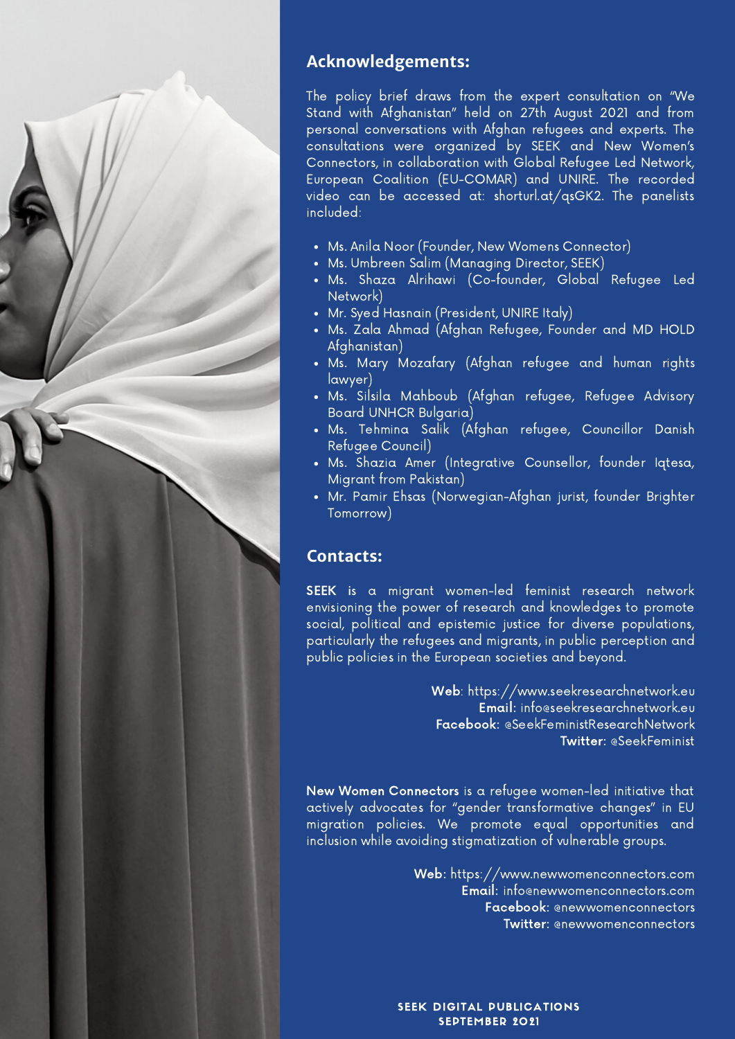## Acknowledgements:

The policy brief draws from the expert consultation on "We Stand with Afghanistan" held on 27th August 2021 and from personal conversations with Afghan refugees and experts. The consultations were organized by SEEK and New Women's Connectors, in collaboration with Global Refugee Led Network, European Coalition (EU-COMAR) and UNIRE. The recorded video can be accessed at: shorturl.at/qsGK2. The panelists included:

- Ms. Anila Noor (Founder, New Womens Connector)
- Ms. Umbreen Salim (Managing Director, SEEK)
- Ms. Shaza Alrihawi (Co-founder, Global Refugee Led Network)
- Mr. Syed Hasnain (President, UNIRE Italy)
- Ms. Zala Ahmad (Afghan Refugee, Founder and MD HOLD Afghanistan)
- Ms. Mary Mozafary (Afghan refugee and human rights lawyer)
- Ms. Silsila Mahboub (Afghan refugee, Refugee Advisory Board UNHCR Bulgaria)
- Ms. Tehmina Salik (Afghan refugee, Councillor Danish Refugee Council)
- Ms. Shazia Amer (Integrative Counsellor, founder Iqtesa, Migrant from Pakistan)
- Mr. Pamir Ehsas (Norwegian-Afghan jurist, founder Brighter Tomorrow)

## Contacts:

**SEEK** is a migrant women-led feminist research network envisioning the power of research and knowledges to promote social, political and epistemic justice for diverse populations, particularly the refugees and migrants, in public perception and public policies in the European societies and beyond.

**Web**: https://www.seekresearchnetwork.eu
**Email**: info@seekresearchnetwork.eu
**Facebook**: @SeekFeministResearchNetwork
**Twitter**: @SeekFeminist

**New Women Connectors** is a refugee women-led initiative that actively advocates for "gender transformative changes" in EU migration policies. We promote equal opportunities and inclusion while avoiding stigmatization of vulnerable groups.

**Web**: https://www.newwomenconnectors.com
**Email**: info@newwomenconnectors.com
**Facebook**: @newwomenconnectors
**Twitter**: @newwomenconnectors

SEEK DIGITAL PUBLICATIONS
SEPTEMBER 2021